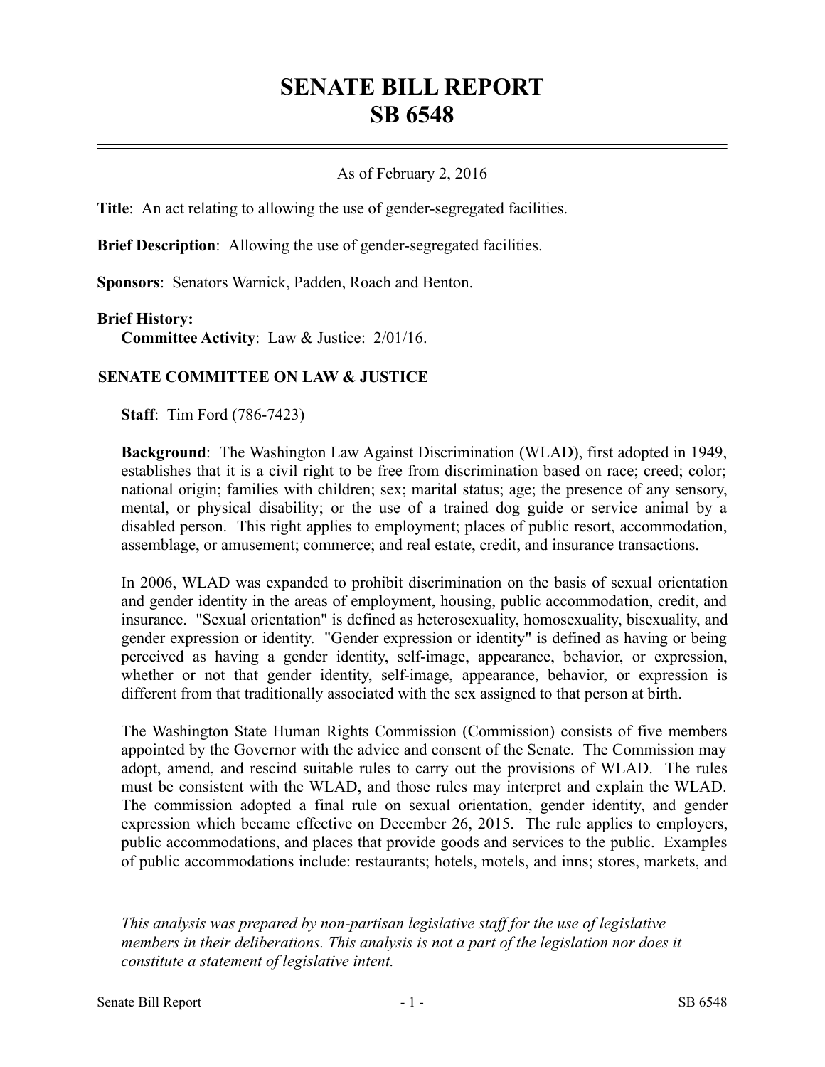# SENATE BILL REPORT
# SB 6548

As of February 2, 2016

**Title**: An act relating to allowing the use of gender-segregated facilities.

**Brief Description**: Allowing the use of gender-segregated facilities.

**Sponsors**: Senators Warnick, Padden, Roach and Benton.

**Brief History:**

**Committee Activity**: Law & Justice: 2/01/16.

## SENATE COMMITTEE ON LAW & JUSTICE

**Staff**: Tim Ford (786-7423)

**Background**: The Washington Law Against Discrimination (WLAD), first adopted in 1949, establishes that it is a civil right to be free from discrimination based on race; creed; color; national origin; families with children; sex; marital status; age; the presence of any sensory, mental, or physical disability; or the use of a trained dog guide or service animal by a disabled person. This right applies to employment; places of public resort, accommodation, assemblage, or amusement; commerce; and real estate, credit, and insurance transactions.

In 2006, WLAD was expanded to prohibit discrimination on the basis of sexual orientation and gender identity in the areas of employment, housing, public accommodation, credit, and insurance. "Sexual orientation" is defined as heterosexuality, homosexuality, bisexuality, and gender expression or identity. "Gender expression or identity" is defined as having or being perceived as having a gender identity, self-image, appearance, behavior, or expression, whether or not that gender identity, self-image, appearance, behavior, or expression is different from that traditionally associated with the sex assigned to that person at birth.

The Washington State Human Rights Commission (Commission) consists of five members appointed by the Governor with the advice and consent of the Senate. The Commission may adopt, amend, and rescind suitable rules to carry out the provisions of WLAD. The rules must be consistent with the WLAD, and those rules may interpret and explain the WLAD. The commission adopted a final rule on sexual orientation, gender identity, and gender expression which became effective on December 26, 2015. The rule applies to employers, public accommodations, and places that provide goods and services to the public. Examples of public accommodations include: restaurants; hotels, motels, and inns; stores, markets, and

---

*This analysis was prepared by non-partisan legislative staff for the use of legislative members in their deliberations. This analysis is not a part of the legislation nor does it constitute a statement of legislative intent.*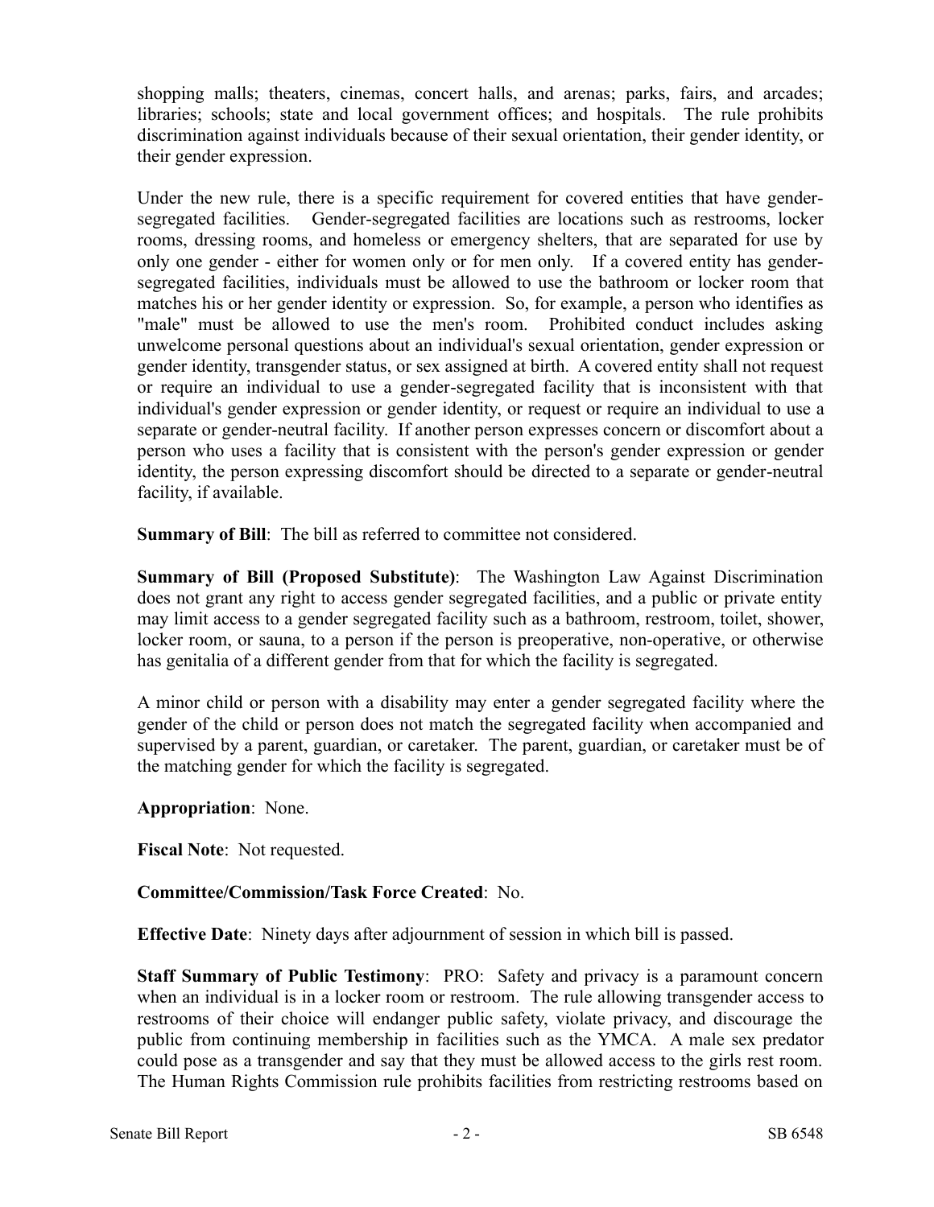shopping malls; theaters, cinemas, concert halls, and arenas; parks, fairs, and arcades; libraries; schools; state and local government offices; and hospitals. The rule prohibits discrimination against individuals because of their sexual orientation, their gender identity, or their gender expression.

Under the new rule, there is a specific requirement for covered entities that have gender-segregated facilities. Gender-segregated facilities are locations such as restrooms, locker rooms, dressing rooms, and homeless or emergency shelters, that are separated for use by only one gender - either for women only or for men only. If a covered entity has gender-segregated facilities, individuals must be allowed to use the bathroom or locker room that matches his or her gender identity or expression. So, for example, a person who identifies as "male" must be allowed to use the men's room. Prohibited conduct includes asking unwelcome personal questions about an individual's sexual orientation, gender expression or gender identity, transgender status, or sex assigned at birth. A covered entity shall not request or require an individual to use a gender-segregated facility that is inconsistent with that individual's gender expression or gender identity, or request or require an individual to use a separate or gender-neutral facility. If another person expresses concern or discomfort about a person who uses a facility that is consistent with the person's gender expression or gender identity, the person expressing discomfort should be directed to a separate or gender-neutral facility, if available.

**Summary of Bill**: The bill as referred to committee not considered.

**Summary of Bill (Proposed Substitute)**: The Washington Law Against Discrimination does not grant any right to access gender segregated facilities, and a public or private entity may limit access to a gender segregated facility such as a bathroom, restroom, toilet, shower, locker room, or sauna, to a person if the person is preoperative, non-operative, or otherwise has genitalia of a different gender from that for which the facility is segregated.

A minor child or person with a disability may enter a gender segregated facility where the gender of the child or person does not match the segregated facility when accompanied and supervised by a parent, guardian, or caretaker. The parent, guardian, or caretaker must be of the matching gender for which the facility is segregated.

**Appropriation**: None.

**Fiscal Note**: Not requested.

**Committee/Commission/Task Force Created**: No.

**Effective Date**: Ninety days after adjournment of session in which bill is passed.

**Staff Summary of Public Testimony**: PRO: Safety and privacy is a paramount concern when an individual is in a locker room or restroom. The rule allowing transgender access to restrooms of their choice will endanger public safety, violate privacy, and discourage the public from continuing membership in facilities such as the YMCA. A male sex predator could pose as a transgender and say that they must be allowed access to the girls rest room. The Human Rights Commission rule prohibits facilities from restricting restrooms based on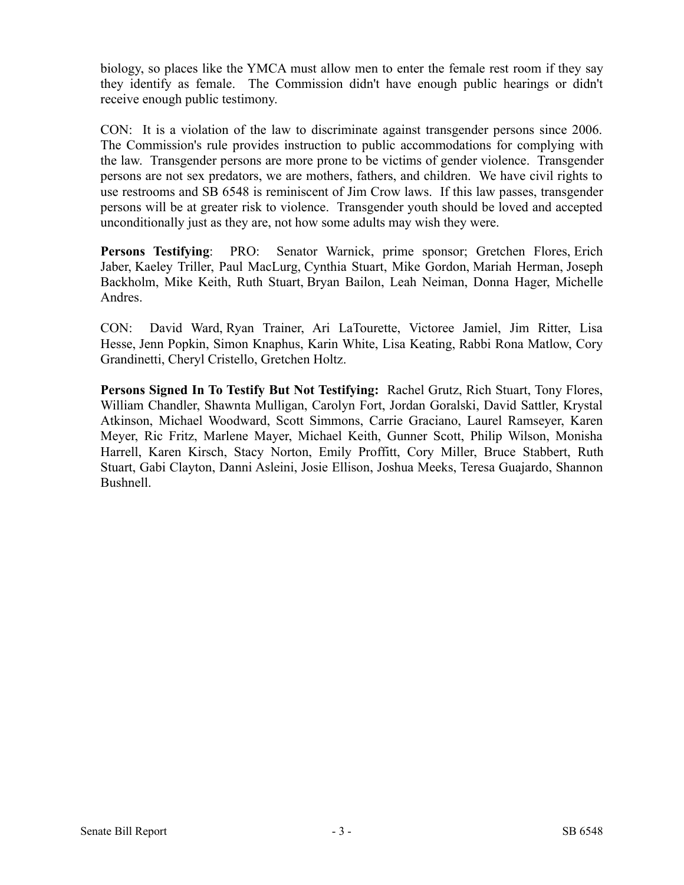biology, so places like the YMCA must allow men to enter the female rest room if they say they identify as female. The Commission didn't have enough public hearings or didn't receive enough public testimony.

CON: It is a violation of the law to discriminate against transgender persons since 2006. The Commission's rule provides instruction to public accommodations for complying with the law. Transgender persons are more prone to be victims of gender violence. Transgender persons are not sex predators, we are mothers, fathers, and children. We have civil rights to use restrooms and SB 6548 is reminiscent of Jim Crow laws. If this law passes, transgender persons will be at greater risk to violence. Transgender youth should be loved and accepted unconditionally just as they are, not how some adults may wish they were.

**Persons Testifying**: PRO: Senator Warnick, prime sponsor; Gretchen Flores, Erich Jaber, Kaeley Triller, Paul MacLurg, Cynthia Stuart, Mike Gordon, Mariah Herman, Joseph Backholm, Mike Keith, Ruth Stuart, Bryan Bailon, Leah Neiman, Donna Hager, Michelle Andres.

CON: David Ward, Ryan Trainer, Ari LaTourette, Victoree Jamiel, Jim Ritter, Lisa Hesse, Jenn Popkin, Simon Knaphus, Karin White, Lisa Keating, Rabbi Rona Matlow, Cory Grandinetti, Cheryl Cristello, Gretchen Holtz.

**Persons Signed In To Testify But Not Testifying:** Rachel Grutz, Rich Stuart, Tony Flores, William Chandler, Shawnta Mulligan, Carolyn Fort, Jordan Goralski, David Sattler, Krystal Atkinson, Michael Woodward, Scott Simmons, Carrie Graciano, Laurel Ramseyer, Karen Meyer, Ric Fritz, Marlene Mayer, Michael Keith, Gunner Scott, Philip Wilson, Monisha Harrell, Karen Kirsch, Stacy Norton, Emily Proffitt, Cory Miller, Bruce Stabbert, Ruth Stuart, Gabi Clayton, Danni Asleini, Josie Ellison, Joshua Meeks, Teresa Guajardo, Shannon Bushnell.